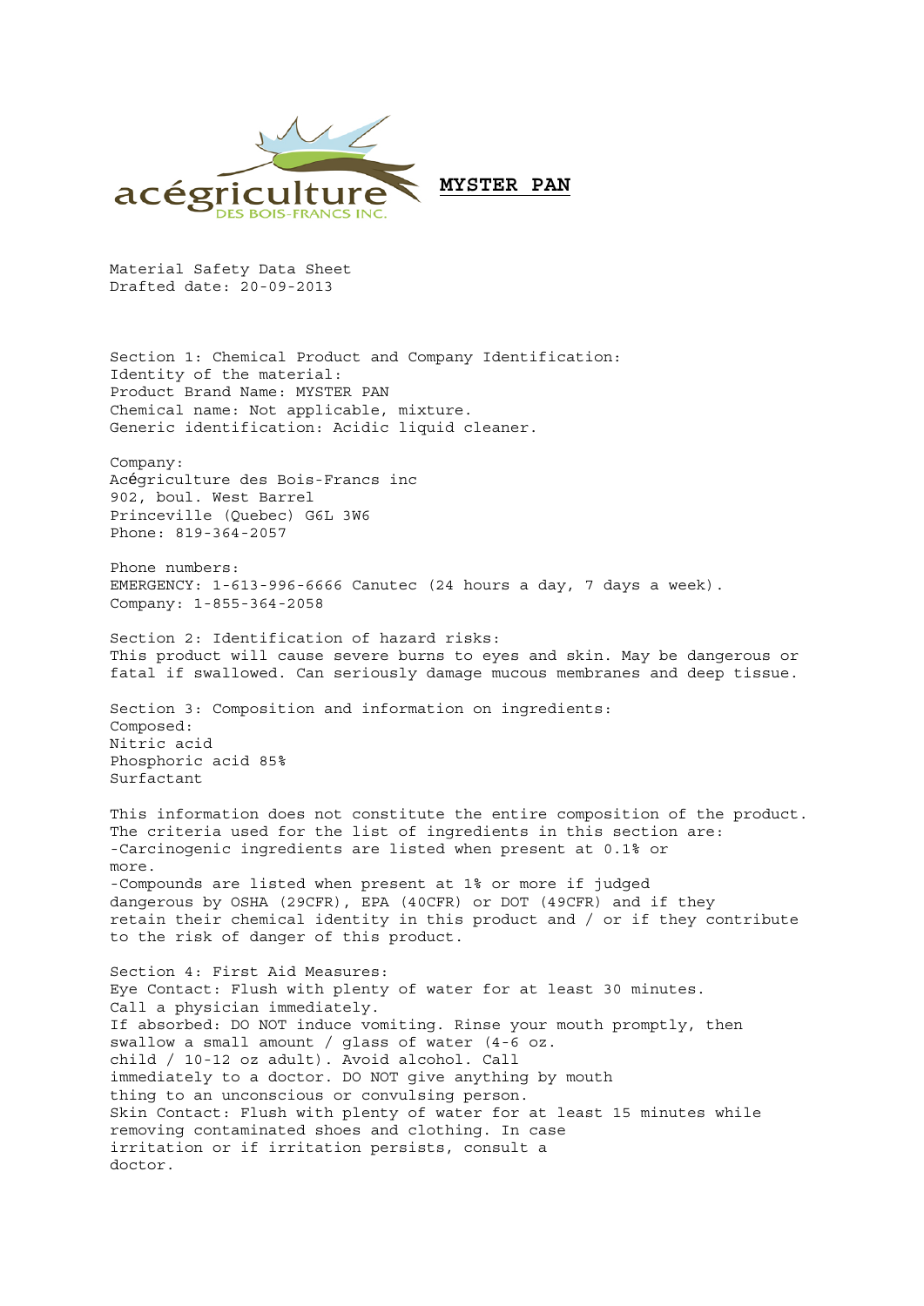acégriculture DES BOIS-FRANCS INC.

**MYSTER PAN**

Material Safety Data Sheet
Drafted date: 20-09-2013

Section 1: Chemical Product and Company Identification:
Identity of the material:
Product Brand Name: MYSTER PAN
Chemical name: Not applicable, mixture.
Generic identification: Acidic liquid cleaner.

Company:
Acégriculture des Bois-Francs inc
902, boul. West Barrel
Princeville (Quebec) G6L 3W6
Phone: 819-364-2057

Phone numbers:
EMERGENCY: 1-613-996-6666 Canutec (24 hours a day, 7 days a week).
Company: 1-855-364-2058

Section 2: Identification of hazard risks:
This product will cause severe burns to eyes and skin. May be dangerous or fatal if swallowed. Can seriously damage mucous membranes and deep tissue.

Section 3: Composition and information on ingredients:
Composed:
Nitric acid
Phosphoric acid 85%
Surfactant

This information does not constitute the entire composition of the product. The criteria used for the list of ingredients in this section are:
-Carcinogenic ingredients are listed when present at 0.1% or more.
-Compounds are listed when present at 1% or more if judged dangerous by OSHA (29CFR), EPA (40CFR) or DOT (49CFR) and if they retain their chemical identity in this product and / or if they contribute to the risk of danger of this product.

Section 4: First Aid Measures:
Eye Contact: Flush with plenty of water for at least 30 minutes. Call a physician immediately.
If absorbed: DO NOT induce vomiting. Rinse your mouth promptly, then swallow a small amount / glass of water (4-6 oz. child / 10-12 oz adult). Avoid alcohol. Call immediately to a doctor. DO NOT give anything by mouth thing to an unconscious or convulsing person.
Skin Contact: Flush with plenty of water for at least 15 minutes while removing contaminated shoes and clothing. In case irritation or if irritation persists, consult a doctor.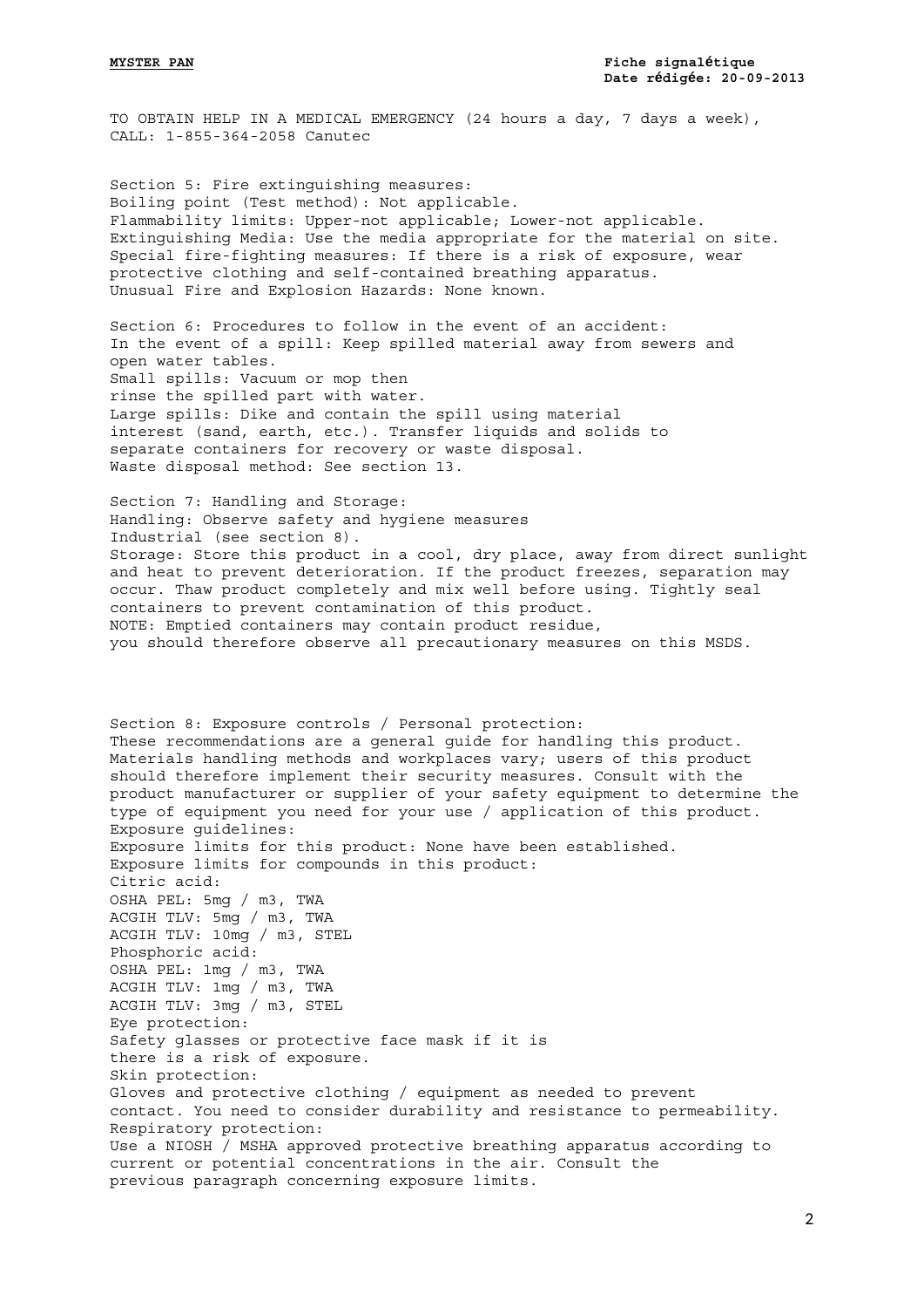TO OBTAIN HELP IN A MEDICAL EMERGENCY (24 hours a day, 7 days a week), CALL: 1-855-364-2058 Canutec

**Section 5: Fire extinguishing measures:**
Boiling point (Test method): Not applicable.
Flammability limits: Upper-not applicable; Lower-not applicable.
Extinguishing Media: Use the media appropriate for the material on site.
Special fire-fighting measures: If there is a risk of exposure, wear protective clothing and self-contained breathing apparatus.
Unusual Fire and Explosion Hazards: None known.

**Section 6: Procedures to follow in the event of an accident:**
In the event of a spill: Keep spilled material away from sewers and open water tables.
Small spills: Vacuum or mop then rinse the spilled part with water.
Large spills: Dike and contain the spill using material interest (sand, earth, etc.). Transfer liquids and solids to separate containers for recovery or waste disposal.
Waste disposal method: See section 13.

**Section 7: Handling and Storage:**
Handling: Observe safety and hygiene measures Industrial (see section 8).
Storage: Store this product in a cool, dry place, away from direct sunlight and heat to prevent deterioration. If the product freezes, separation may occur. Thaw product completely and mix well before using. Tightly seal containers to prevent contamination of this product.
NOTE: Emptied containers may contain product residue, you should therefore observe all precautionary measures on this MSDS.

**Section 8: Exposure controls / Personal protection:**
These recommendations are a general guide for handling this product. Materials handling methods and workplaces vary; users of this product should therefore implement their security measures. Consult with the product manufacturer or supplier of your safety equipment to determine the type of equipment you need for your use / application of this product.
Exposure guidelines:
Exposure limits for this product: None have been established.
Exposure limits for compounds in this product:
Citric acid:
OSHA PEL: 5mg / m3, TWA
ACGIH TLV: 5mg / m3, TWA
ACGIH TLV: 10mg / m3, STEL
Phosphoric acid:
OSHA PEL: 1mg / m3, TWA
ACGIH TLV: 1mg / m3, TWA
ACGIH TLV: 3mg / m3, STEL
Eye protection:
Safety glasses or protective face mask if it is there is a risk of exposure.
Skin protection:
Gloves and protective clothing / equipment as needed to prevent contact. You need to consider durability and resistance to permeability.
Respiratory protection:
Use a NIOSH / MSHA approved protective breathing apparatus according to current or potential concentrations in the air. Consult the previous paragraph concerning exposure limits.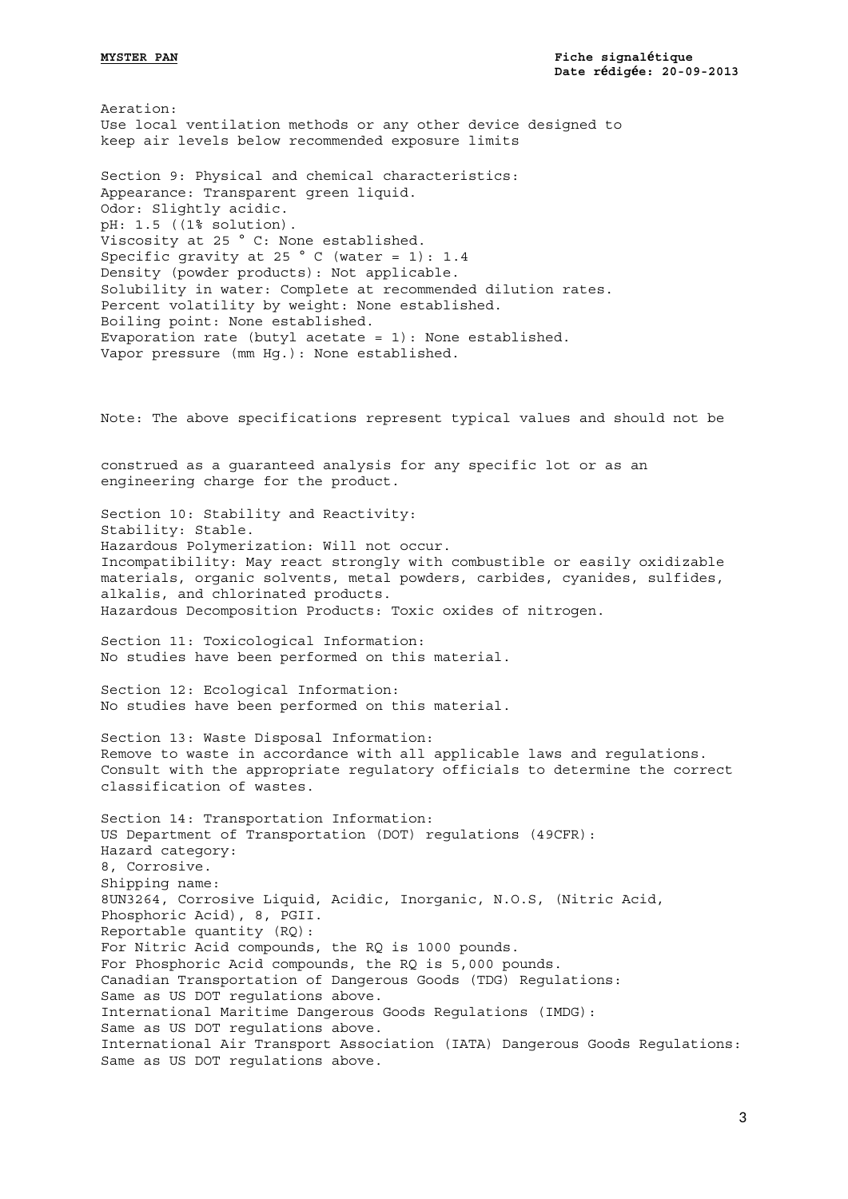Aeration:
Use local ventilation methods or any other device designed to keep air levels below recommended exposure limits

## Section 9: Physical and chemical characteristics:

Appearance: Transparent green liquid.
Odor: Slightly acidic.
pH: 1.5 ((1% solution).
Viscosity at 25 ° C: None established.
Specific gravity at 25 ° C (water = 1): 1.4
Density (powder products): Not applicable.
Solubility in water: Complete at recommended dilution rates.
Percent volatility by weight: None established.
Boiling point: None established.
Evaporation rate (butyl acetate = 1): None established.
Vapor pressure (mm Hg.): None established.

Note: The above specifications represent typical values and should not be construed as a guaranteed analysis for any specific lot or as an engineering charge for the product.

## Section 10: Stability and Reactivity:

Stability: Stable.
Hazardous Polymerization: Will not occur.
Incompatibility: May react strongly with combustible or easily oxidizable materials, organic solvents, metal powders, carbides, cyanides, sulfides, alkalis, and chlorinated products.
Hazardous Decomposition Products: Toxic oxides of nitrogen.

## Section 11: Toxicological Information:

No studies have been performed on this material.

## Section 12: Ecological Information:

No studies have been performed on this material.

## Section 13: Waste Disposal Information:

Remove to waste in accordance with all applicable laws and regulations. Consult with the appropriate regulatory officials to determine the correct classification of wastes.

## Section 14: Transportation Information:

US Department of Transportation (DOT) regulations (49CFR):
Hazard category:
8, Corrosive.
Shipping name:
8UN3264, Corrosive Liquid, Acidic, Inorganic, N.O.S, (Nitric Acid, Phosphoric Acid), 8, PGII.
Reportable quantity (RQ):
For Nitric Acid compounds, the RQ is 1000 pounds.
For Phosphoric Acid compounds, the RQ is 5,000 pounds.
Canadian Transportation of Dangerous Goods (TDG) Regulations:
Same as US DOT regulations above.
International Maritime Dangerous Goods Regulations (IMDG):
Same as US DOT regulations above.
International Air Transport Association (IATA) Dangerous Goods Regulations:
Same as US DOT regulations above.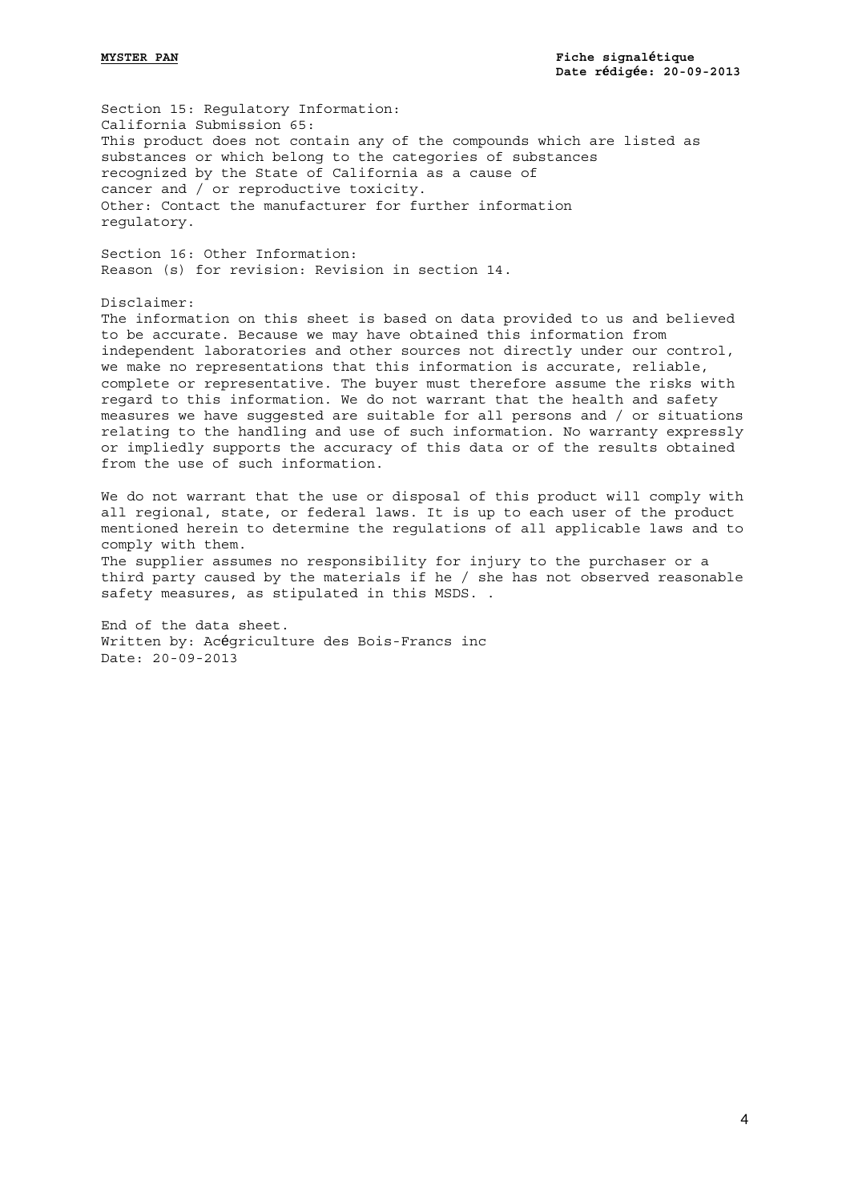Section 15: Regulatory Information:
California Submission 65:
This product does not contain any of the compounds which are listed as substances or which belong to the categories of substances recognized by the State of California as a cause of cancer and / or reproductive toxicity.
Other: Contact the manufacturer for further information regulatory.

Section 16: Other Information:
Reason (s) for revision: Revision in section 14.

Disclaimer:
The information on this sheet is based on data provided to us and believed to be accurate. Because we may have obtained this information from independent laboratories and other sources not directly under our control, we make no representations that this information is accurate, reliable, complete or representative. The buyer must therefore assume the risks with regard to this information. We do not warrant that the health and safety measures we have suggested are suitable for all persons and / or situations relating to the handling and use of such information. No warranty expressly or impliedly supports the accuracy of this data or of the results obtained from the use of such information.

We do not warrant that the use or disposal of this product will comply with all regional, state, or federal laws. It is up to each user of the product mentioned herein to determine the regulations of all applicable laws and to comply with them.
The supplier assumes no responsibility for injury to the purchaser or a third party caused by the materials if he / she has not observed reasonable safety measures, as stipulated in this MSDS. .

End of the data sheet.
Written by: Acégriculture des Bois-Francs inc
Date: 20-09-2013